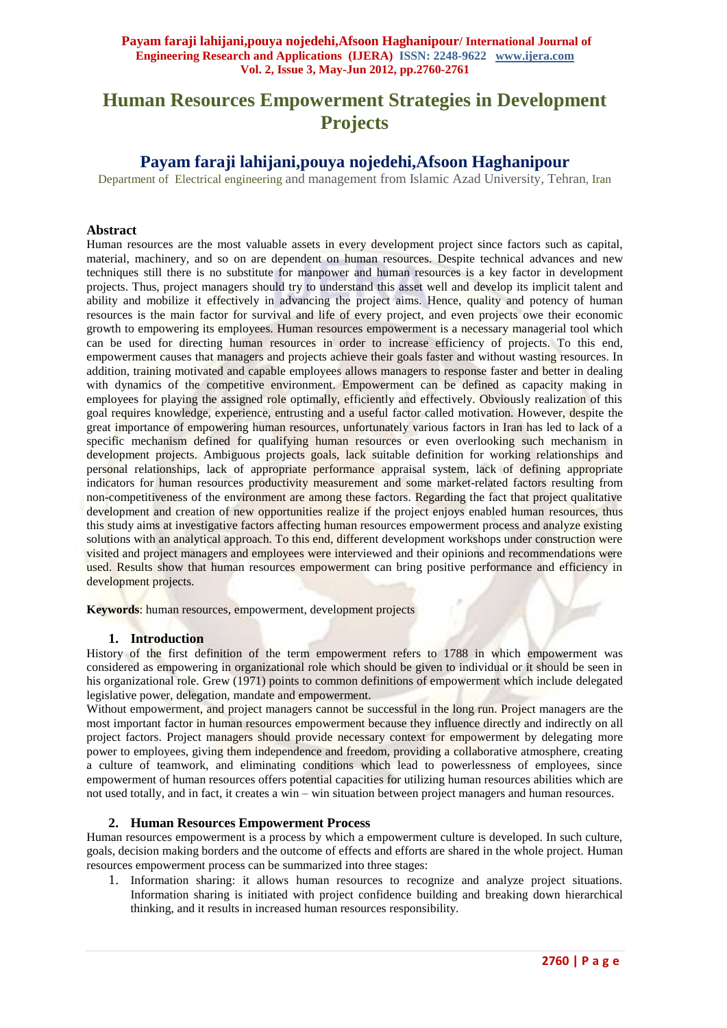# Human Resources Empowerment Strategies in Development Projects

## Payam faraji lahijani,pouya nojedehi,Afsoon Haghanipour

Department of Electrical engineering and management from Islamic Azad University, Tehran, Iran

### Abstract

Human resources are the most valuable assets in every development project since factors such as capital, material, machinery, and so on are dependent on human resources. Despite technical advances and new techniques still there is no substitute for manpower and human resources is a key factor in development projects. Thus, project managers should try to understand this asset well and develop its implicit talent and ability and mobilize it effectively in advancing the project aims. Hence, quality and potency of human resources is the main factor for survival and life of every project, and even projects owe their economic growth to empowering its employees. Human resources empowerment is a necessary managerial tool which can be used for directing human resources in order to increase efficiency of projects. To this end, empowerment causes that managers and projects achieve their goals faster and without wasting resources. In addition, training motivated and capable employees allows managers to response faster and better in dealing with dynamics of the competitive environment. Empowerment can be defined as capacity making in employees for playing the assigned role optimally, efficiently and effectively. Obviously realization of this goal requires knowledge, experience, entrusting and a useful factor called motivation. However, despite the great importance of empowering human resources, unfortunately various factors in Iran has led to lack of a specific mechanism defined for qualifying human resources or even overlooking such mechanism in development projects. Ambiguous projects goals, lack suitable definition for working relationships and personal relationships, lack of appropriate performance appraisal system, lack of defining appropriate indicators for human resources productivity measurement and some market-related factors resulting from non-competitiveness of the environment are among these factors. Regarding the fact that project qualitative development and creation of new opportunities realize if the project enjoys enabled human resources, thus this study aims at investigative factors affecting human resources empowerment process and analyze existing solutions with an analytical approach. To this end, different development workshops under construction were visited and project managers and employees were interviewed and their opinions and recommendations were used. Results show that human resources empowerment can bring positive performance and efficiency in development projects.

**Keywords**: human resources, empowerment, development projects

### 1. Introduction

History of the first definition of the term empowerment refers to 1788 in which empowerment was considered as empowering in organizational role which should be given to individual or it should be seen in his organizational role. Grew (1971) points to common definitions of empowerment which include delegated legislative power, delegation, mandate and empowerment.

Without empowerment, and project managers cannot be successful in the long run. Project managers are the most important factor in human resources empowerment because they influence directly and indirectly on all project factors. Project managers should provide necessary context for empowerment by delegating more power to employees, giving them independence and freedom, providing a collaborative atmosphere, creating a culture of teamwork, and eliminating conditions which lead to powerlessness of employees, since empowerment of human resources offers potential capacities for utilizing human resources abilities which are not used totally, and in fact, it creates a win – win situation between project managers and human resources.

### 2. Human Resources Empowerment Process

Human resources empowerment is a process by which a empowerment culture is developed. In such culture, goals, decision making borders and the outcome of effects and efforts are shared in the whole project. Human resources empowerment process can be summarized into three stages:

1. Information sharing: it allows human resources to recognize and analyze project situations. Information sharing is initiated with project confidence building and breaking down hierarchical thinking, and it results in increased human resources responsibility.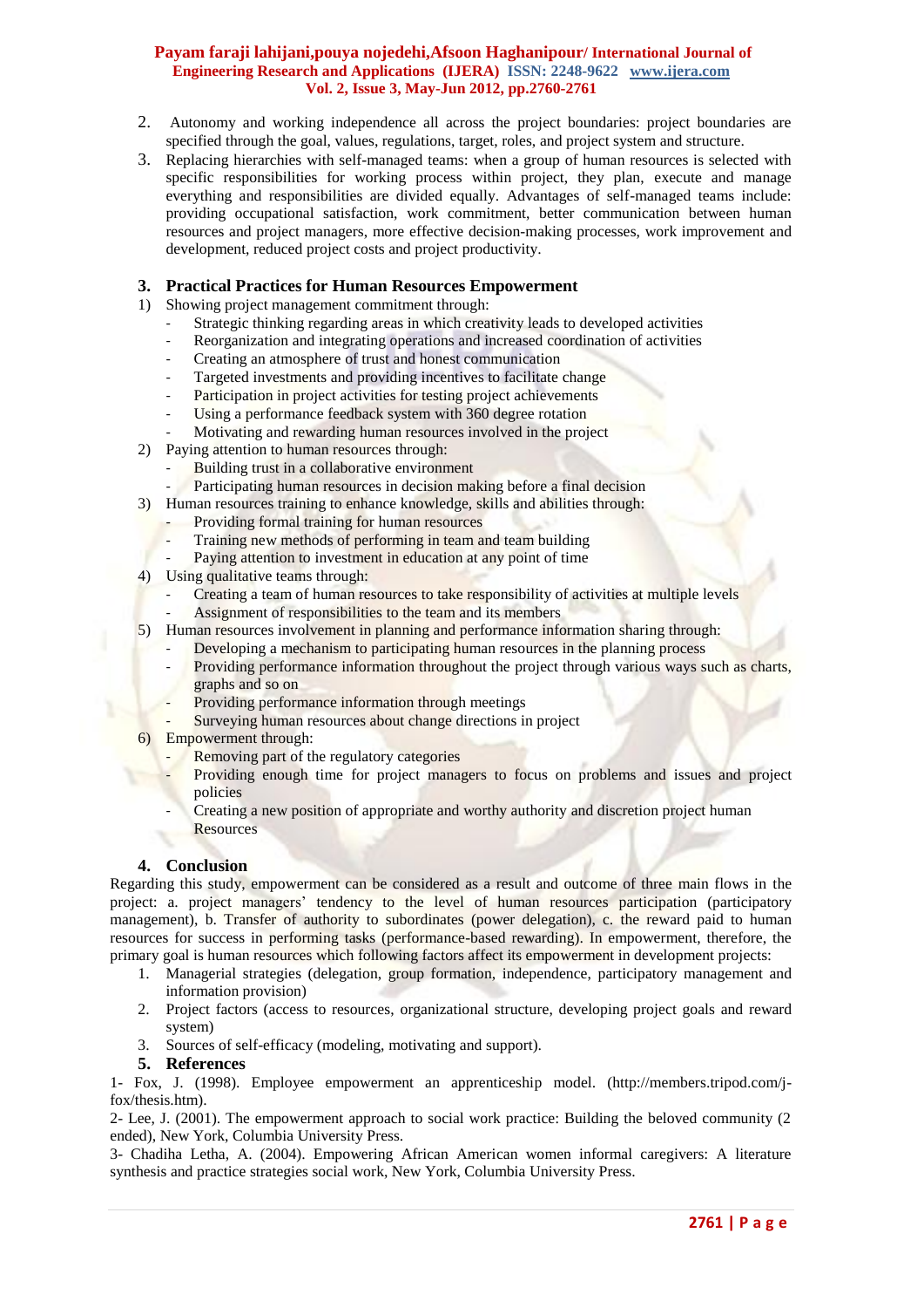2. Autonomy and working independence all across the project boundaries: project boundaries are specified through the goal, values, regulations, target, roles, and project system and structure.
3. Replacing hierarchies with self-managed teams: when a group of human resources is selected with specific responsibilities for working process within project, they plan, execute and manage everything and responsibilities are divided equally. Advantages of self-managed teams include: providing occupational satisfaction, work commitment, better communication between human resources and project managers, more effective decision-making processes, work improvement and development, reduced project costs and project productivity.

## 3. Practical Practices for Human Resources Empowerment

1) Showing project management commitment through:
   - Strategic thinking regarding areas in which creativity leads to developed activities
   - Reorganization and integrating operations and increased coordination of activities
   - Creating an atmosphere of trust and honest communication
   - Targeted investments and providing incentives to facilitate change
   - Participation in project activities for testing project achievements
   - Using a performance feedback system with 360 degree rotation
   - Motivating and rewarding human resources involved in the project
2) Paying attention to human resources through:
   - Building trust in a collaborative environment
   - Participating human resources in decision making before a final decision
3) Human resources training to enhance knowledge, skills and abilities through:
   - Providing formal training for human resources
   - Training new methods of performing in team and team building
   - Paying attention to investment in education at any point of time
4) Using qualitative teams through:
   - Creating a team of human resources to take responsibility of activities at multiple levels
   - Assignment of responsibilities to the team and its members
5) Human resources involvement in planning and performance information sharing through:
   - Developing a mechanism to participating human resources in the planning process
   - Providing performance information throughout the project through various ways such as charts, graphs and so on
   - Providing performance information through meetings
   - Surveying human resources about change directions in project
6) Empowerment through:
   - Removing part of the regulatory categories
   - Providing enough time for project managers to focus on problems and issues and project policies
   - Creating a new position of appropriate and worthy authority and discretion project human Resources

## 4. Conclusion

Regarding this study, empowerment can be considered as a result and outcome of three main flows in the project: a. project managers' tendency to the level of human resources participation (participatory management), b. Transfer of authority to subordinates (power delegation), c. the reward paid to human resources for success in performing tasks (performance-based rewarding). In empowerment, therefore, the primary goal is human resources which following factors affect its empowerment in development projects:

1. Managerial strategies (delegation, group formation, independence, participatory management and information provision)
2. Project factors (access to resources, organizational structure, developing project goals and reward system)
3. Sources of self-efficacy (modeling, motivating and support).

## 5. References

1- Fox, J. (1998). Employee empowerment an apprenticeship model. (http://members.tripod.com/j-fox/thesis.htm).

2- Lee, J. (2001). The empowerment approach to social work practice: Building the beloved community (2 ended), New York, Columbia University Press.

3- Chadiha Letha, A. (2004). Empowering African American women informal caregivers: A literature synthesis and practice strategies social work, New York, Columbia University Press.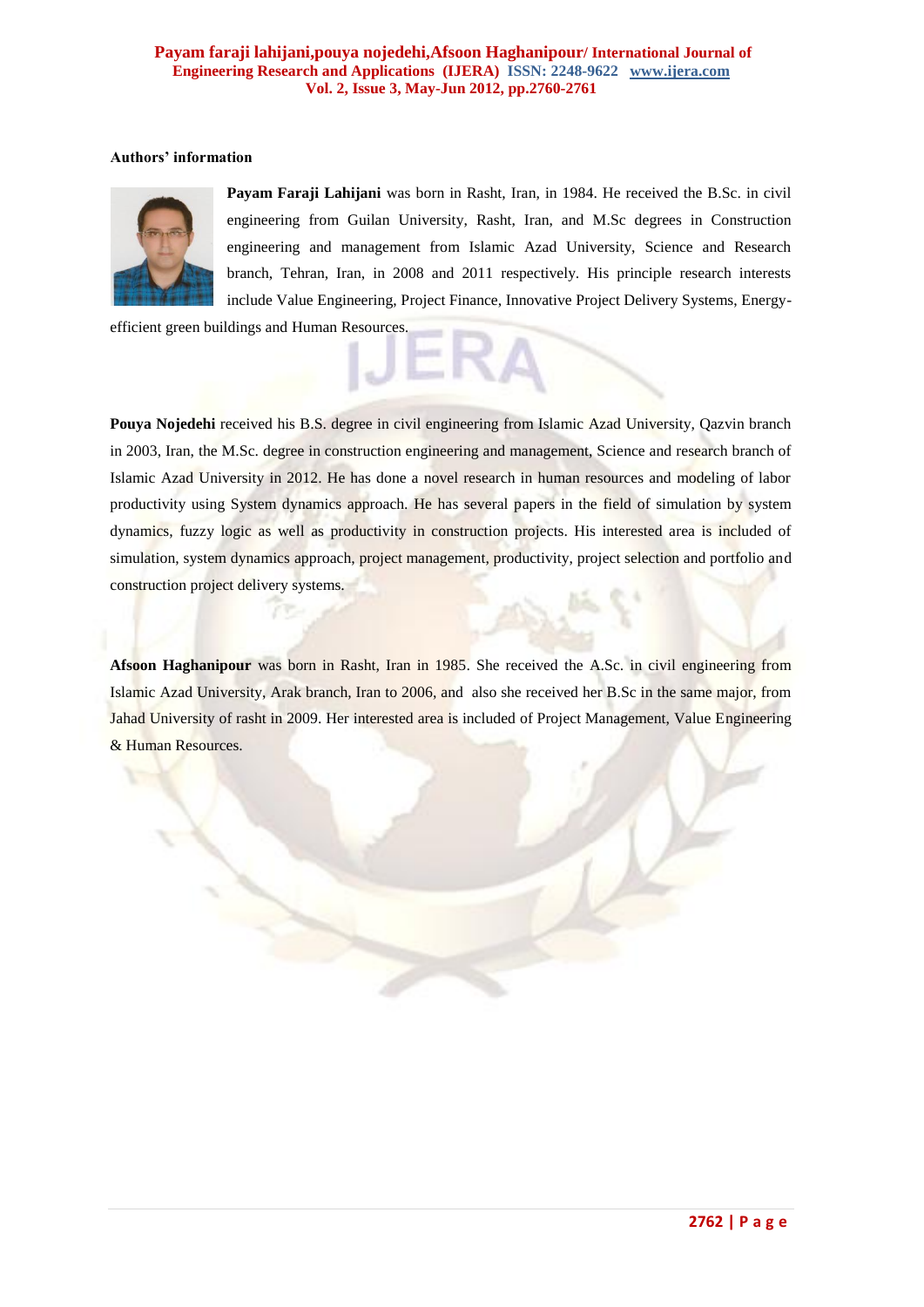**Authors' information**

**Payam Faraji Lahijani** was born in Rasht, Iran, in 1984. He received the B.Sc. in civil engineering from Guilan University, Rasht, Iran, and M.Sc degrees in Construction engineering and management from Islamic Azad University, Science and Research branch, Tehran, Iran, in 2008 and 2011 respectively. His principle research interests include Value Engineering, Project Finance, Innovative Project Delivery Systems, Energy-efficient green buildings and Human Resources.

**Pouya Nojedehi** received his B.S. degree in civil engineering from Islamic Azad University, Qazvin branch in 2003, Iran, the M.Sc. degree in construction engineering and management, Science and research branch of Islamic Azad University in 2012. He has done a novel research in human resources and modeling of labor productivity using System dynamics approach. He has several papers in the field of simulation by system dynamics, fuzzy logic as well as productivity in construction projects. His interested area is included of simulation, system dynamics approach, project management, productivity, project selection and portfolio and construction project delivery systems.

**Afsoon Haghanipour** was born in Rasht, Iran in 1985. She received the A.Sc. in civil engineering from Islamic Azad University, Arak branch, Iran to 2006, and also she received her B.Sc in the same major, from Jahad University of rasht in 2009. Her interested area is included of Project Management, Value Engineering & Human Resources.